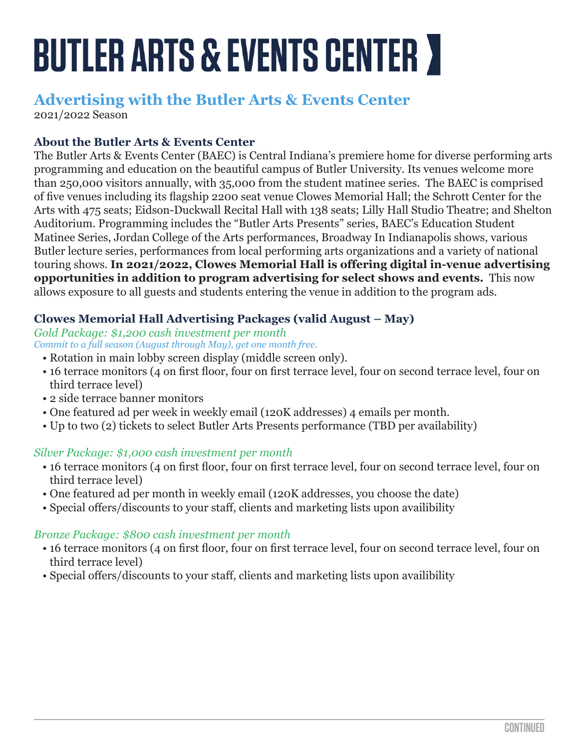# BUTLER ARTS & EVENTS CENTER

## Advertising with the Butler Arts & Events Center

2021/2022 Season

### About the Butler Arts & Events Center

The Butler Arts & Events Center (BAEC) is Central Indiana's premiere home for diverse performing arts programming and education on the beautiful campus of Butler University. Its venues welcome more than 250,000 visitors annually, with 35,000 from the student matinee series. The BAEC is comprised of five venues including its flagship 2200 seat venue Clowes Memorial Hall; the Schrott Center for the Arts with 475 seats; Eidson-Duckwall Recital Hall with 138 seats; Lilly Hall Studio Theatre; and Shelton Auditorium. Programming includes the "Butler Arts Presents" series, BAEC's Education Student Matinee Series, Jordan College of the Arts performances, Broadway In Indianapolis shows, various Butler lecture series, performances from local performing arts organizations and a variety of national touring shows. **In 2021/2022, Clowes Memorial Hall is offering digital in-venue advertising opportunities in addition to program advertising for select shows and events.** This now allows exposure to all guests and students entering the venue in addition to the program ads.

### Clowes Memorial Hall Advertising Packages (valid August – May)

*Gold Package: $1,200 cash investment per month*

*Commit to a full season (August through May), get one month free.*

- Rotation in main lobby screen display (middle screen only).
- 16 terrace monitors (4 on first floor, four on first terrace level, four on second terrace level, four on third terrace level)
- 2 side terrace banner monitors
- One featured ad per week in weekly email (120K addresses) 4 emails per month.
- Up to two (2) tickets to select Butler Arts Presents performance (TBD per availability)

*Silver Package: $1,000 cash investment per month*

- 16 terrace monitors (4 on first floor, four on first terrace level, four on second terrace level, four on third terrace level)
- One featured ad per month in weekly email (120K addresses, you choose the date)
- Special offers/discounts to your staff, clients and marketing lists upon availibility

*Bronze Package: $800 cash investment per month*

- 16 terrace monitors (4 on first floor, four on first terrace level, four on second terrace level, four on third terrace level)
- Special offers/discounts to your staff, clients and marketing lists upon availibility

CONTINUED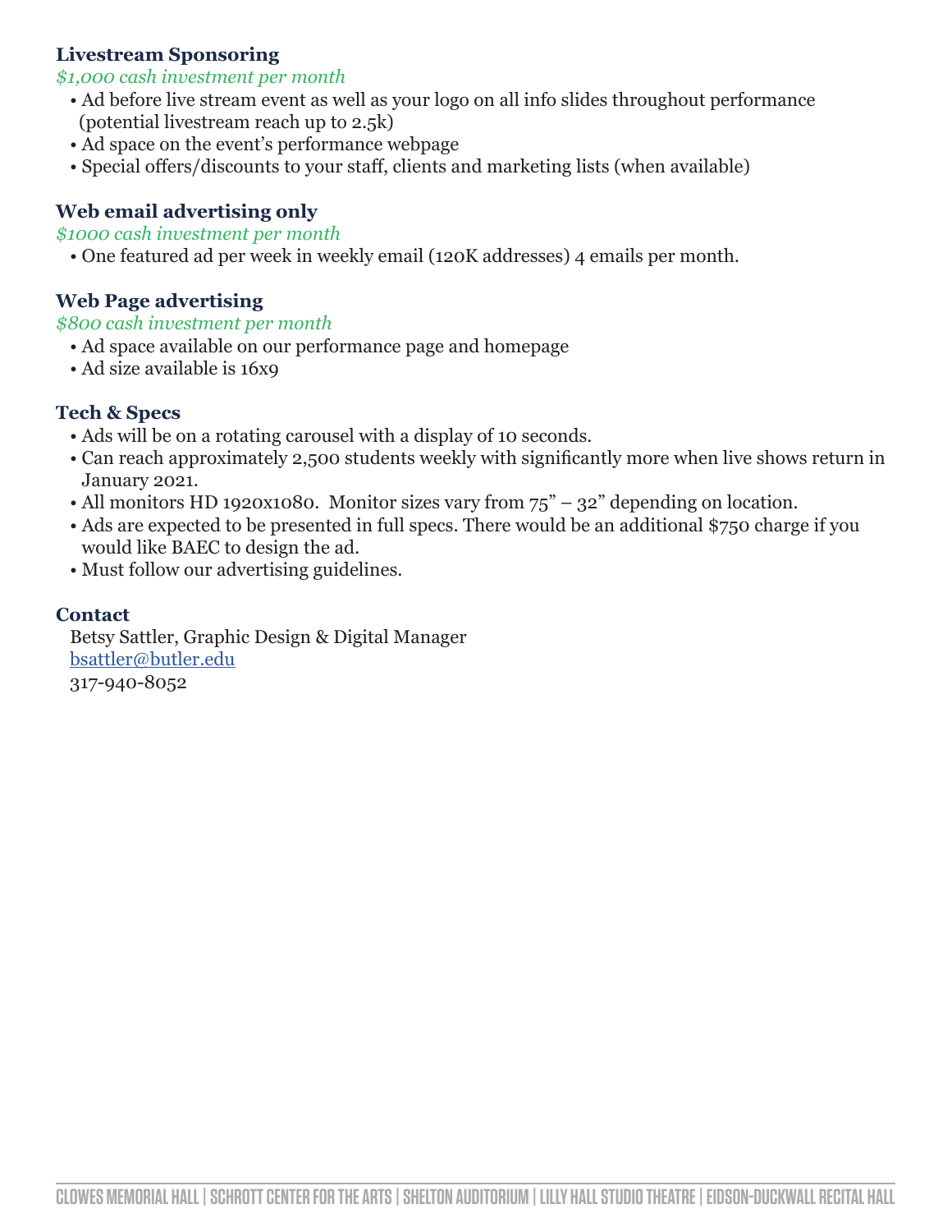### Livestream Sponsoring

*$1,000 cash investment per month*

- Ad before live stream event as well as your logo on all info slides throughout performance (potential livestream reach up to 2.5k)
- Ad space on the event's performance webpage
- Special offers/discounts to your staff, clients and marketing lists (when available)

### Web email advertising only

*$1000 cash investment per month*

- One featured ad per week in weekly email (120K addresses) 4 emails per month.

### Web Page advertising

*$800 cash investment per month*

- Ad space available on our performance page and homepage
- Ad size available is 16x9

### Tech & Specs

- Ads will be on a rotating carousel with a display of 10 seconds.
- Can reach approximately 2,500 students weekly with significantly more when live shows return in January 2021.
- All monitors HD 1920x1080. Monitor sizes vary from 75" – 32" depending on location.
- Ads are expected to be presented in full specs. There would be an additional $750 charge if you would like BAEC to design the ad.
- Must follow our advertising guidelines.

### Contact

Betsy Sattler, Graphic Design & Digital Manager
bsattler@butler.edu
317-940-8052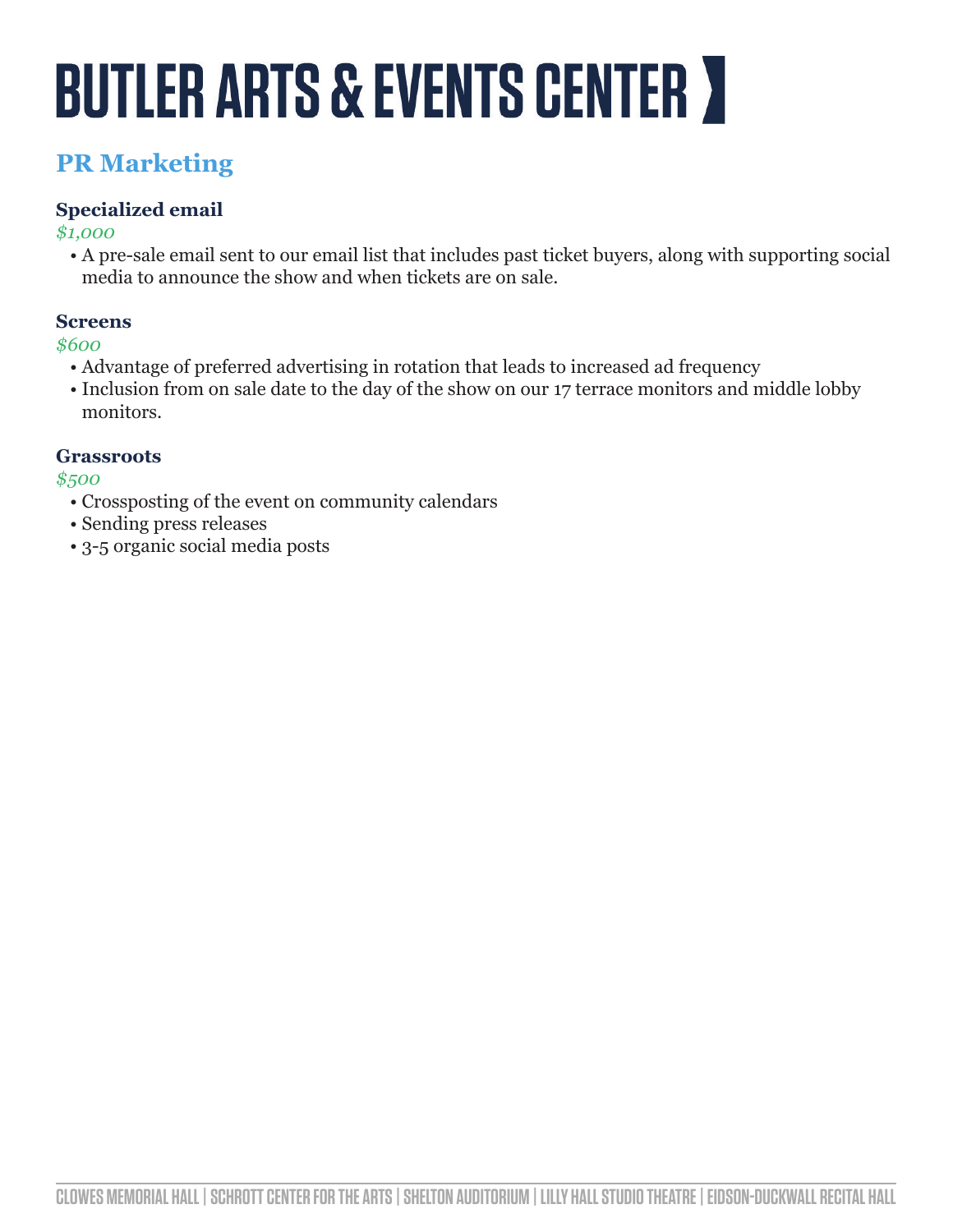# BUTLER ARTS & EVENTS CENTER

## PR Marketing

### Specialized email

*$1,000*

- A pre-sale email sent to our email list that includes past ticket buyers, along with supporting social media to announce the show and when tickets are on sale.

### Screens

*$600*

- Advantage of preferred advertising in rotation that leads to increased ad frequency
- Inclusion from on sale date to the day of the show on our 17 terrace monitors and middle lobby monitors.

### Grassroots

*$500*

- Crossposting of the event on community calendars
- Sending press releases
- 3-5 organic social media posts